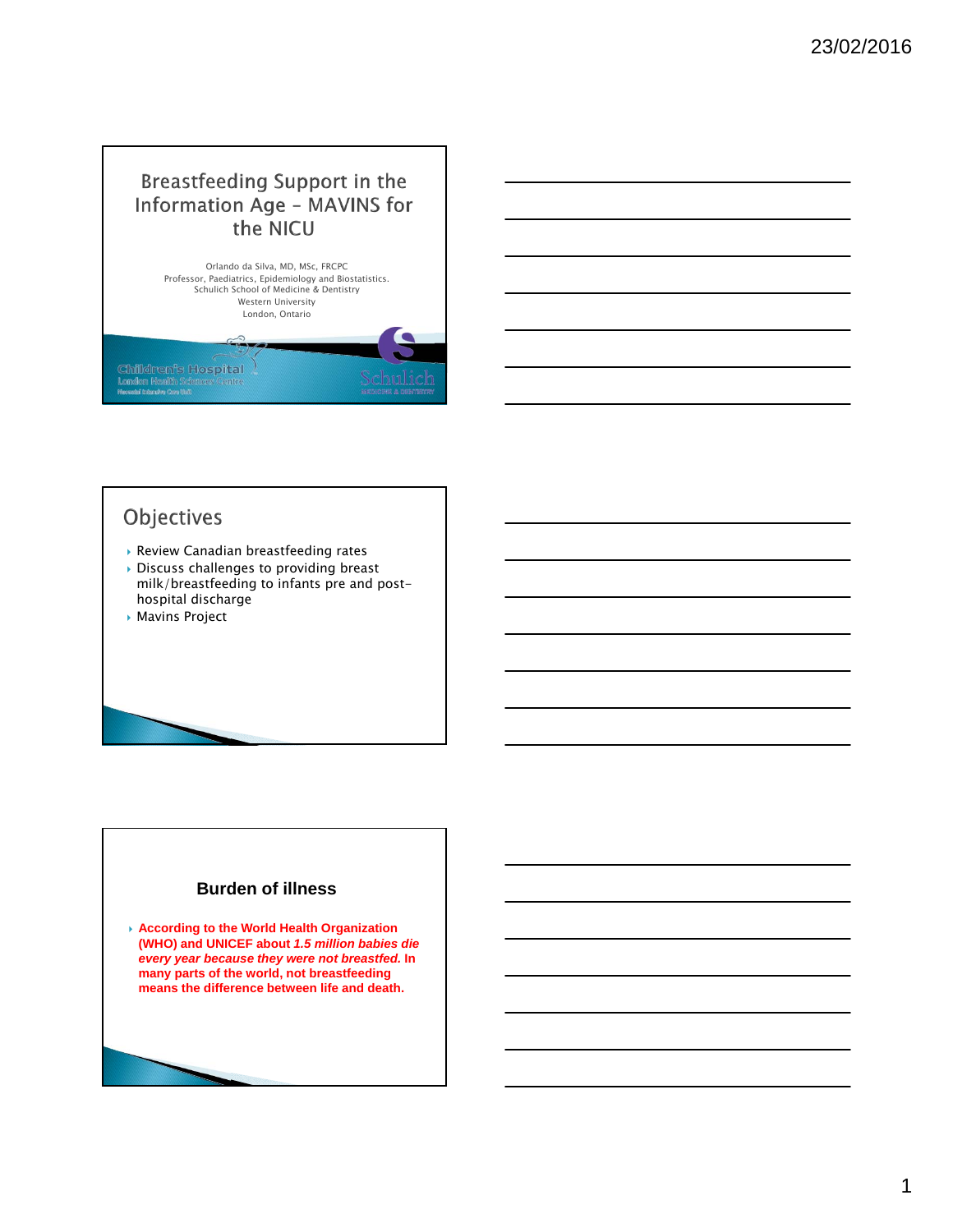# Breastfeeding Support in the Information Age – MAVINS for the NICU

Orlando da Silva, MD, MSc, FRCPC
Professor, Paediatrics, Epidemiology and Biostatistics.
Schulich School of Medicine & Dentistry
Western University
London, Ontario

Children's Hospital
London Health Sciences Centre
Neonatal Intensive Care Unit

Schulich
MEDICINE & DENTISTRY

## Objectives

- Review Canadian breastfeeding rates
- Discuss challenges to providing breast milk/breastfeeding to infants pre and post-hospital discharge
- Mavins Project

## Burden of illness

- **According to the World Health Organization (WHO) and UNICEF about *1.5 million babies die every year because they were not breastfed.* In many parts of the world, not breastfeeding means the difference between life and death.**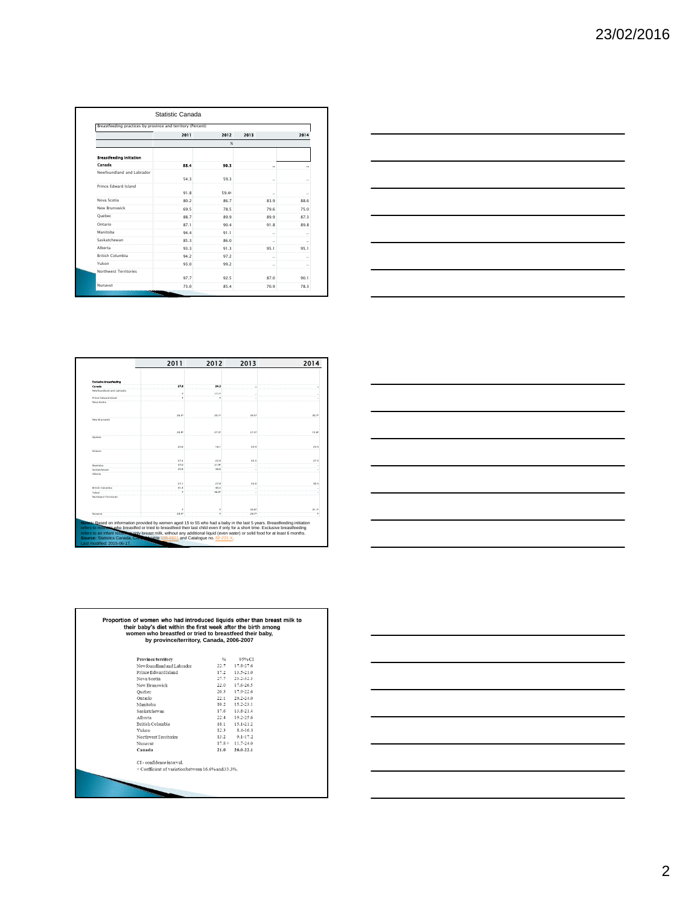## Statistic Canada

Breastfeeding practices by province and territory (Percent)

| | 2011 | 2012 | 2013 | 2014 |
|---|---|---|---|---|
| | | % | | |
| **Breastfeeding initiation** | | | | |
| Canada | 88.4 | 90.3 | .. | .. |
| Newfoundland and Labrador | 54.3 | 59.3 | .. | .. |
| Prince Edward Island | 91.8 | 59.4E | .. | .. |
| Nova Scotia | 80.2 | 86.7 | 83.9 | 88.6 |
| New Brunswick | 69.5 | 78.5 | 79.6 | 75.0 |
| Quebec | 88.7 | 89.9 | 89.9 | 87.3 |
| Ontario | 87.1 | 90.4 | 91.8 | 89.8 |
| Manitoba | 94.4 | 91.1 | .. | .. |
| Saskatchewan | 85.3 | 86.0 | .. | .. |
| Alberta | 93.3 | 91.3 | 95.1 | 95.1 |
| British Columbia | 94.2 | 97.2 | .. | .. |
| Yukon | 93.0 | 99.2 | .. | .. |
| Northwest Territories | 97.7 | 92.5 | 87.0 | 90.1 |
| Nunavut | 73.0 | 85.4 | 70.9 | 78.3 |

| | 2011 | 2012 | 2013 | 2014 |
|---|---|---|---|---|
| **Exclusive breastfeeding** | | | | |
| Canada | 27.0 | 24.2 | .. | .. |
| Newfoundland and Labrador | F | 17.3E | .. | .. |
| Prince Edward Island | F | F | .. | .. |
| Nova Scotia | 26.5E | 20.1E | 34.5E | 30.7E |
| New Brunswick | 28.9E | 27.0E | 21.5E | 15.8E |
| Quebec | 22.6 | 16.1 | 25.4 | 23.5 |
| Ontario | 27.1 | 22.6 | 35.3 | 27.5 |
| Manitoba | 37.0 | 21.9E | .. | .. |
| Saskatchewan | 25.8 | 30.0 | .. | .. |
| Alberta | 27.1 | 27.6 | 34.0 | 30.5 |
| British Columbia | 41.4 | 40.5 | .. | .. |
| Yukon | F | 46.8E | .. | .. |
| Northwest Territories | F | F | 34.8E | 41.7E |
| Nunavut | 28.5E | F | 28.7E | F |

**Notes:** Based on information provided by women aged 15 to 55 who had a baby in the last 5 years. Breastfeeding initiation refers to mothers who breastfed or tried to breastfeed their last child even if only for a short time. Exclusive breastfeeding refers to an infant receiving only breast milk, without any additional liquid (even water) or solid food for at least 6 months.
**Source:** Statistics Canada, CANSIM table 105-0501 and Catalogue no. 82-221-X.
Last modified: 2015-06-17.

## Proportion of women who had introduced liquids other than breast milk to their baby's diet within the first week after the birth among women who breastfed or tried to breastfeed their baby, by province/territory, Canada, 2006-2007

| Province/territory | % | 95% CI |
|---|---|---|
| Newfoundland and Labrador | 22.7 | 17.8-27.6 |
| Prince Edward Island | 17.2 | 13.5-21.0 |
| Nova Scotia | 27.7 | 23.2-32.3 |
| New Brunswick | 22.0 | 17.6-26.5 |
| Quebec | 20.3 | 17.9-22.6 |
| Ontario | 22.1 | 20.2-24.0 |
| Manitoba | 19.2 | 15.2-23.1 |
| Saskatchewan | 17.6 | 13.8-21.4 |
| Alberta | 22.4 | 19.2-25.6 |
| British Columbia | 18.1 | 15.1-21.2 |
| Yukon | 12.3 | 8.4-16.3 |
| Northwest Territories | 13.2 | 9.1-17.2 |
| Nunavut | 17.8 + | 11.7-24.0 |
| **Canada** | **21.0** | **20.0-22.1** |

CI - confidence interval.
+ Coefficient of variation between 16.6% and 33.3%.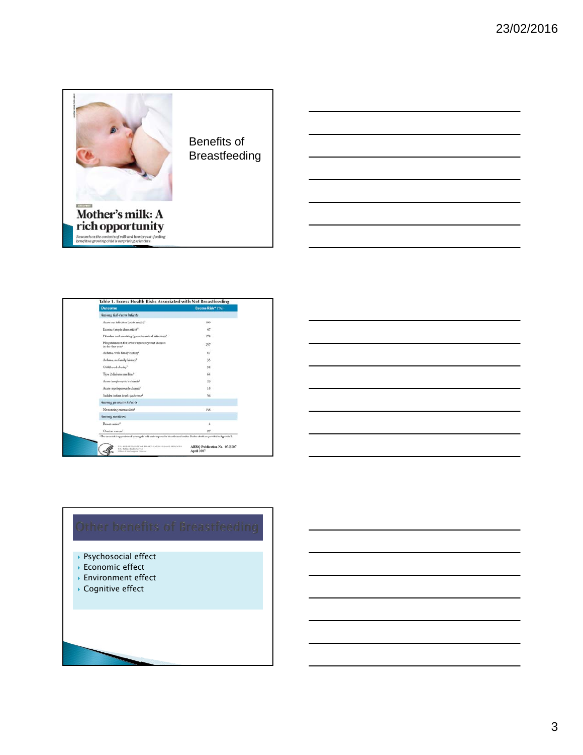Benefits of Breastfeeding

Mother's milk: A rich opportunity

Research on the contents of milk and how breast-feeding benefits a growing child is surprising scientists.

Table 1. Excess Health Risks Associated with Not Breastfeeding

| Outcome | Excess Risk* (%) |
| --- | --- |
| *Among full-term infants* | |
| Acute ear infection (otitis media)[1] | 100 |
| Eczema (atopic dermatitis)[1] | 47 |
| Diarrhea and vomiting (gastrointestinal infection)[1] | 178 |
| Hospitalization for lower respiratory tract disease in the first year[1] | 257 |
| Asthma, with family history[1] | 67 |
| Asthma, no family history[1] | 35 |
| Childhood obesity[1] | 32 |
| Type 2 diabetes mellitus[1] | 64 |
| Acute lymphocytic leukemia[1] | 23 |
| Acute myelogenous leukemia[1] | 18 |
| Sudden infant death syndrome[1] | 56 |
| *Among preterm infants* | |
| Necrotizing enterocolitis[1] | 138 |
| *Among mothers* | |
| Breast cancer[1] | 4 |
| Ovarian cancer[1] | 27 |

U.S. Department of Health and Human Services, U.S. Public Health Service, Office of the Surgeon General

AHRQ Publication No. 07-E007
April 2007

## Other benefits of Breastfeeding

- Psychosocial effect
- Economic effect
- Environment effect
- Cognitive effect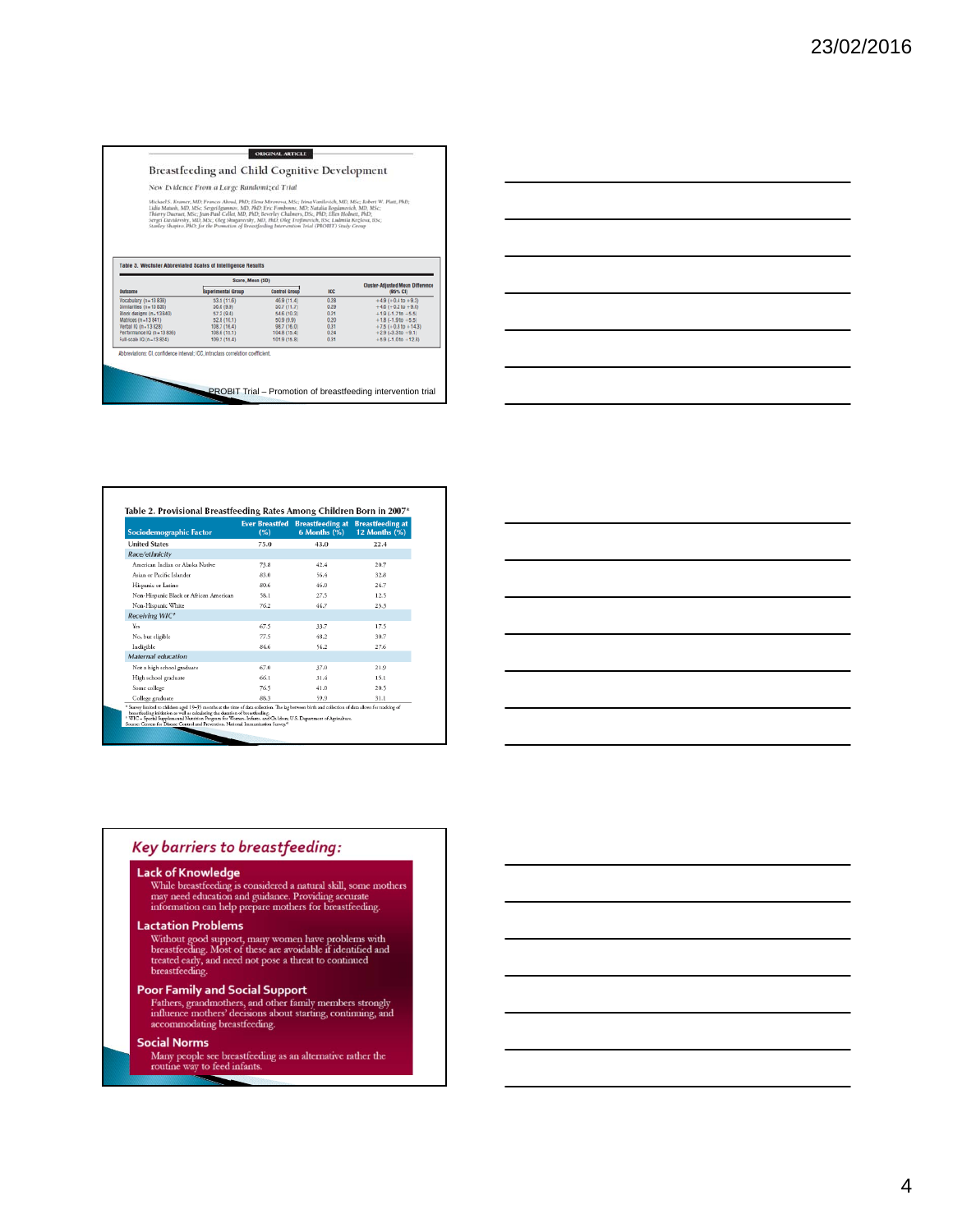ORIGINAL ARTICLE

## Breastfeeding and Child Cognitive Development

*New Evidence From a Large Randomized Trial*

Michael S. Kramer, MD; Frances Aboud, PhD; Elena Mironova, MSc; Irina Vanilovich, MD, MSc; Robert W. Platt, PhD; Lidia Matush, MD, MSc; Sergei Igumnov, MD, PhD; Eric Fombonne, MD; Natalia Bogdanovich, MD, MSc; Thierry Ducruet, MSc; Jean-Paul Collet, MD, PhD; Beverley Chalmers, DSc, PhD; Ellen Hodnett, PhD; Sergei Davidovsky, MD, MSc; Oleg Skugarevsky, MD, PhD; Oleg Trofimovich, BSc; Ludmila Kozlova, BSc; Stanley Shapiro, PhD; for the Promotion of Breastfeeding Intervention Trial (PROBIT) Study Group

**Table 3. Wechsler Abbreviated Scales of Intelligence Results**

| Outcome | Score, Mean (SD) Experimental Group | Control Group | ICC | Cluster-Adjusted Mean Difference (95% CI) |
|---|---|---|---|---|
| Vocabulary (n=13 838) | 53.3 (11.6) | 46.9 (11.4) | 0.28 | +4.9 (+0.4 to +9.3) |
| Similarities (n=13 835) | 36.8 (9.9) | 30.7 (11.7) | 0.29 | +4.6 (+0.2 to +9.0) |
| Block designs (n=13 840) | 57.3 (9.8) | 54.6 (10.3) | 0.21 | +1.9 (-1.7 to +5.5) |
| Matrices (n=13 841) | 52.8 (10.1) | 50.9 (9.9) | 0.20 | +1.8 (-1.9 to +5.5) |
| Verbal IQ (n=13 828) | 108.2 (14.4) | 98.7 (16.0) | 0.31 | +7.5 (+0.8 to +14.3) |
| Performance IQ (n=13 836) | 108.8 (13.1) | 104.8 (15.4) | 0.24 | +2.9 (-3.3 to +9.1) |
| Full-scale IQ (n=13 834) | 109.7 (11.4) | 101.9 (15.9) | 0.31 | +5.9 (-1.0 to +12.8) |

Abbreviations: CI, confidence interval; ICC, intraclass correlation coefficient.

PROBIT Trial – Promotion of breastfeeding intervention trial

**Table 2. Provisional Breastfeeding Rates Among Children Born in 2007***

| Sociodemographic Factor | Ever Breastfed (%) | Breastfeeding at 6 Months (%) | Breastfeeding at 12 Months (%) |
|---|---|---|---|
| United States | 75.0 | 43.0 | 22.4 |
| *Race/ethnicity* | | | |
| American Indian or Alaska Native | 73.8 | 42.4 | 20.7 |
| Asian or Pacific Islander | 83.0 | 56.6 | 32.8 |
| Hispanic or Latino | 80.6 | 46.0 | 24.7 |
| Non-Hispanic Black or African American | 58.1 | 27.5 | 12.5 |
| Non-Hispanic White | 76.2 | 44.7 | 23.3 |
| *Receiving WIC*† | | | |
| Yes | 67.5 | 33.7 | 17.5 |
| No, but eligible | 77.5 | 48.2 | 30.7 |
| Ineligible | 84.6 | 54.2 | 27.6 |
| *Maternal education* | | | |
| Not a high school graduate | 67.0 | 37.0 | 21.9 |
| High school graduate | 66.1 | 31.4 | 15.1 |
| Some college | 76.5 | 41.0 | 20.5 |
| College graduate | 88.3 | 59.9 | 31.1 |

\* Survey limited to children aged 19–35 months at the time of data collection. The lag between birth and collection of data allows for tracking of breastfeeding initiation as well as calculating the duration of breastfeeding.
† WIC = Special Supplemental Nutrition Program for Women, Infants, and Children; U.S. Department of Agriculture.
Source: Centers for Disease Control and Prevention. National Immunization Survey.

## *Key barriers to breastfeeding:*

**Lack of Knowledge**
While breastfeeding is considered a natural skill, some mothers may need education and guidance. Providing accurate information can help prepare mothers for breastfeeding.

**Lactation Problems**
Without good support, many women have problems with breastfeeding. Most of these are avoidable if identified and treated early, and need not pose a threat to continued breastfeeding.

**Poor Family and Social Support**
Fathers, grandmothers, and other family members strongly influence mothers' decisions about starting, continuing, and accommodating breastfeeding.

**Social Norms**
Many people see breastfeeding as an alternative rather the routine way to feed infants.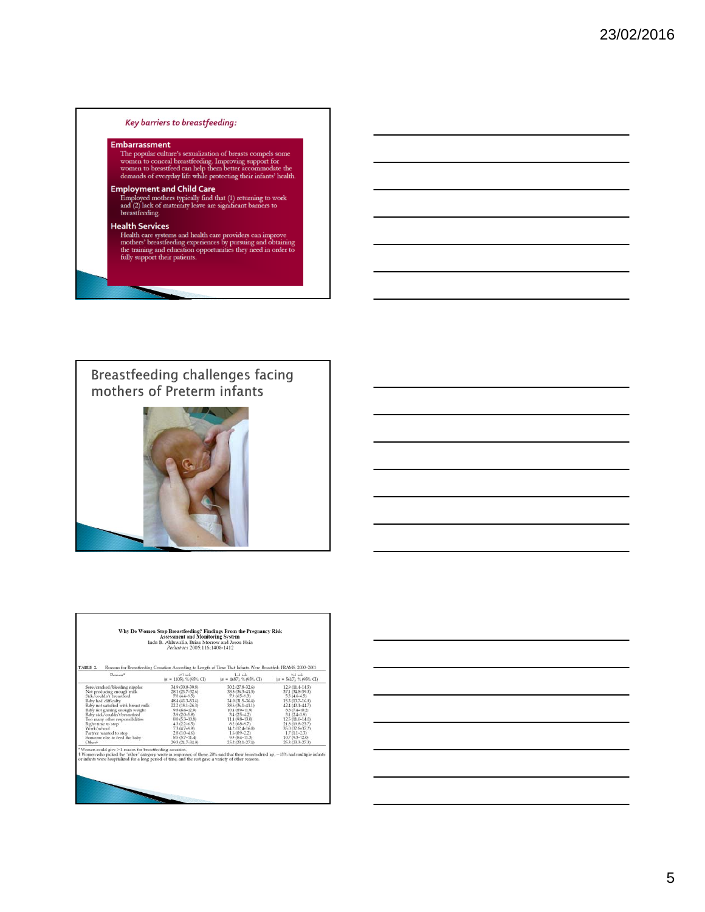## Key barriers to breastfeeding:

**Embarrassment**
The popular culture's sexualization of breasts compels some women to conceal breastfeeding. Improving support for women to breastfeed can help them better accommodate the demands of everyday life while protecting their infants' health.

**Employment and Child Care**
Employed mothers typically find that (1) returning to work and (2) lack of maternity leave are significant barriers to breastfeeding.

**Health Services**
Health care systems and health care providers can improve mothers' breastfeeding experiences by pursuing and obtaining the training and education opportunities they need in order to fully support their patients.

## Breastfeeding challenges facing mothers of Preterm infants

**Why Do Women Stop Breastfeeding? Findings From the Pregnancy Risk Assessment and Monitoring System**
Indu B. Ahluwalia, Brian Morrow and Jason Hsia
*Pediatrics* 2005;116;1408-1412

TABLE 2. Reasons for Breastfeeding Cessation According to Length of Time That Infants Were Breastfed: PRAMS, 2000–2001

| Reason* | ≤1 wk (n = 1105), % (95% CI) | 1–4 wk (n = 4687), % (95% CI) | >4 wk (n = 5617), % (95% CI) |
|---|---|---|---|
| Sore/cracked/bleeding nipples | 34.0 (30.0–39.8) | 30.2 (27.8–32.6) | 12.9 (11.4–14.5) |
| Not producing enough milk | 28.1 (23.7–32.6) | 38.8 (36.3–41.3) | 37.1 (34.8–39.3) |
| Sick/couldn't breastfeed | 7.0 (4.4–9.5) | 7.8 (6.5–9.3) | 5.5 (4.6–6.5) |
| Baby had difficulty | 48.4 (43.3–53.4) | 34.0 (31.5–36.4) | 15.3 (13.7–16.9) |
| Baby not satisfied with breast milk | 22.2 (18.1–26.3) | 38.6 (36.1–41.1) | 42.4 (40.1–44.7) |
| Baby not gaining enough weight | 9.9 (6.8–12.9) | 10.4 (8.9–11.9) | 8.8 (7.4–10.2) |
| Baby sick/couldn't breastfeed | 3.9 (2.0–5.8) | 3.4 (2.5–4.2) | 3.1 (2.4–3.9) |
| Too many other responsibilities | 8.0 (5.3–10.8) | 11.4 (9.8–13.0) | 12.5 (11.0–14.0) |
| Right time to stop | 4.3 (2.2–6.5) | 8.2 (6.8–9.7) | 21.8 (19.8–23.7) |
| Work/school | 7.3 (4.7–9.9) | 14.2 (12.4–16.0) | 35.0 (32.8–37.2) |
| Partner wanted to stop | 2.8 (1.0–4.6) | 1.6 (0.9–2.2) | 1.7 (1.1–2.3) |
| Someone else to feed the baby | 8.5 (5.7–11.4) | 9.9 (8.4–11.3) | 10.7 (9.3–12.0) |
| Other† | 29.3 (24.7–34.0) | 25.3 (23.1–27.4) | 25.1 (23.3–27.1) |

* Women could give >1 reason for breastfeeding cessation.
† Women who picked the "other" category wrote in responses; of these, 20% said that their breasts dried up, ~15% had multiple infants or infants were hospitalized for a long period of time, and the rest gave a variety of other reasons.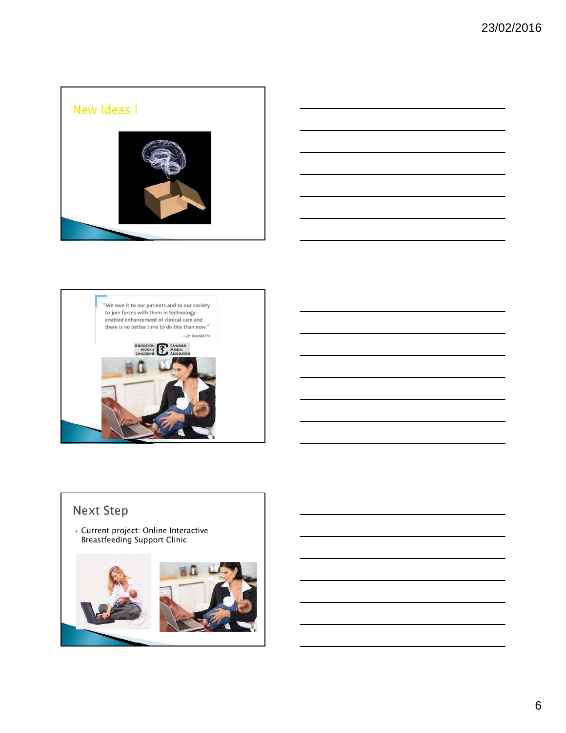## New Ideas !

> "We owe it to our patients and to our society to join forces with them in technology-enabled enhancement of clinical care and there is no better time to do this than now."
>
> — Dr. Kendall Ho

Association Médicale Canadienne | Canadian Medical Association

## Next Step

- Current project: Online Interactive Breastfeeding Support Clinic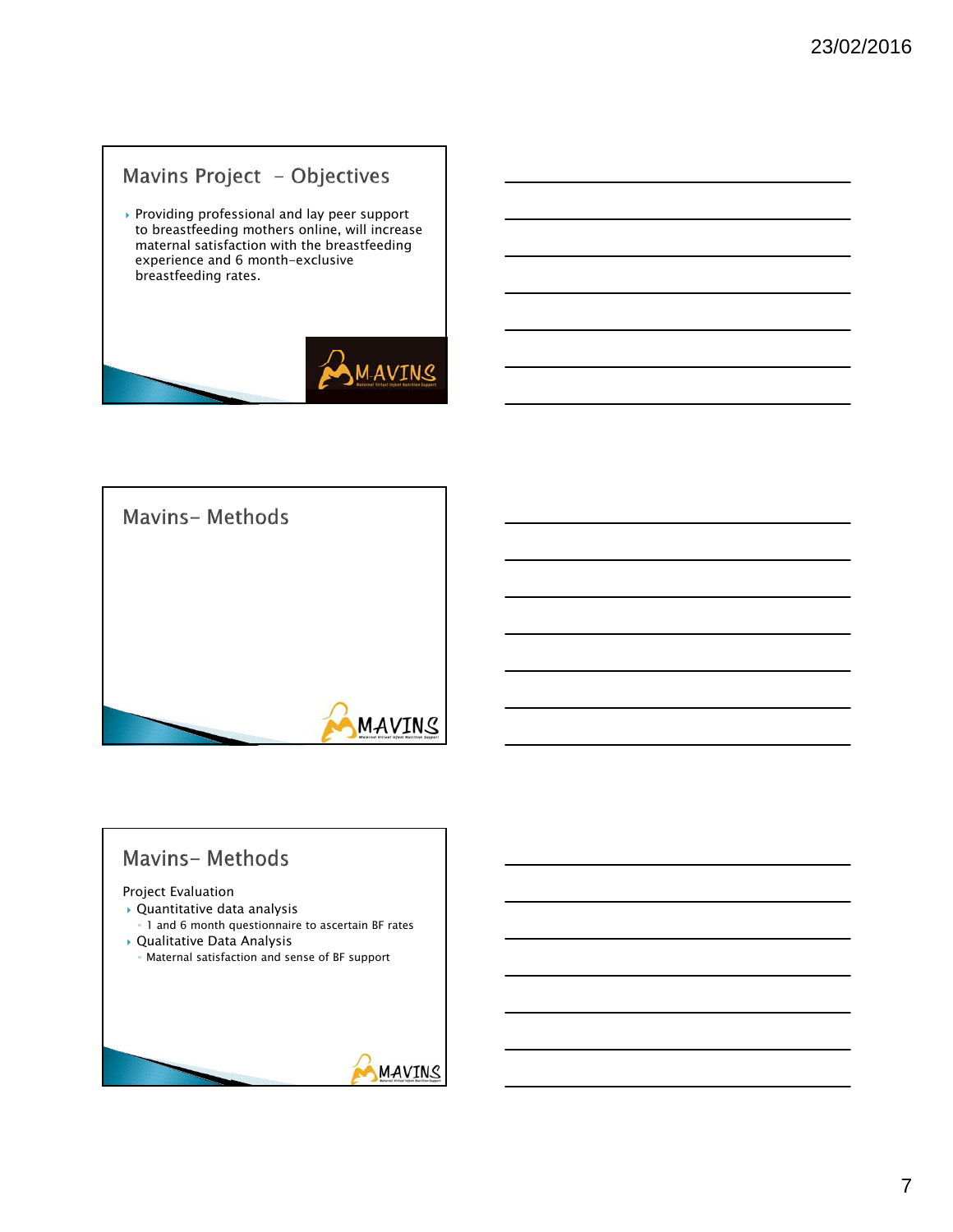## Mavins Project – Objectives

- Providing professional and lay peer support to breastfeeding mothers online, will increase maternal satisfaction with the breastfeeding experience and 6 month-exclusive breastfeeding rates.

## Mavins- Methods

## Mavins- Methods

Project Evaluation

- Quantitative data analysis
  - 1 and 6 month questionnaire to ascertain BF rates
- Qualitative Data Analysis
  - Maternal satisfaction and sense of BF support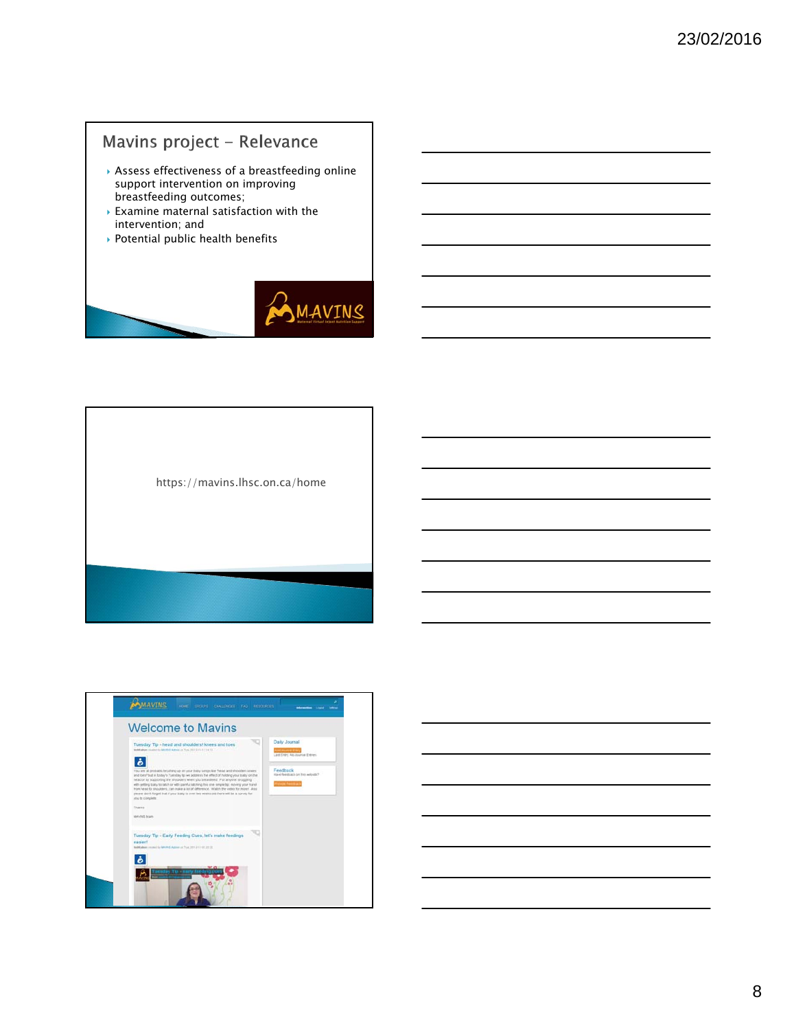## Mavins project – Relevance

- Assess effectiveness of a breastfeeding online support intervention on improving breastfeeding outcomes;
- Examine maternal satisfaction with the intervention; and
- Potential public health benefits

MAVINS

https://mavins.lhsc.on.ca/home

Welcome to Mavins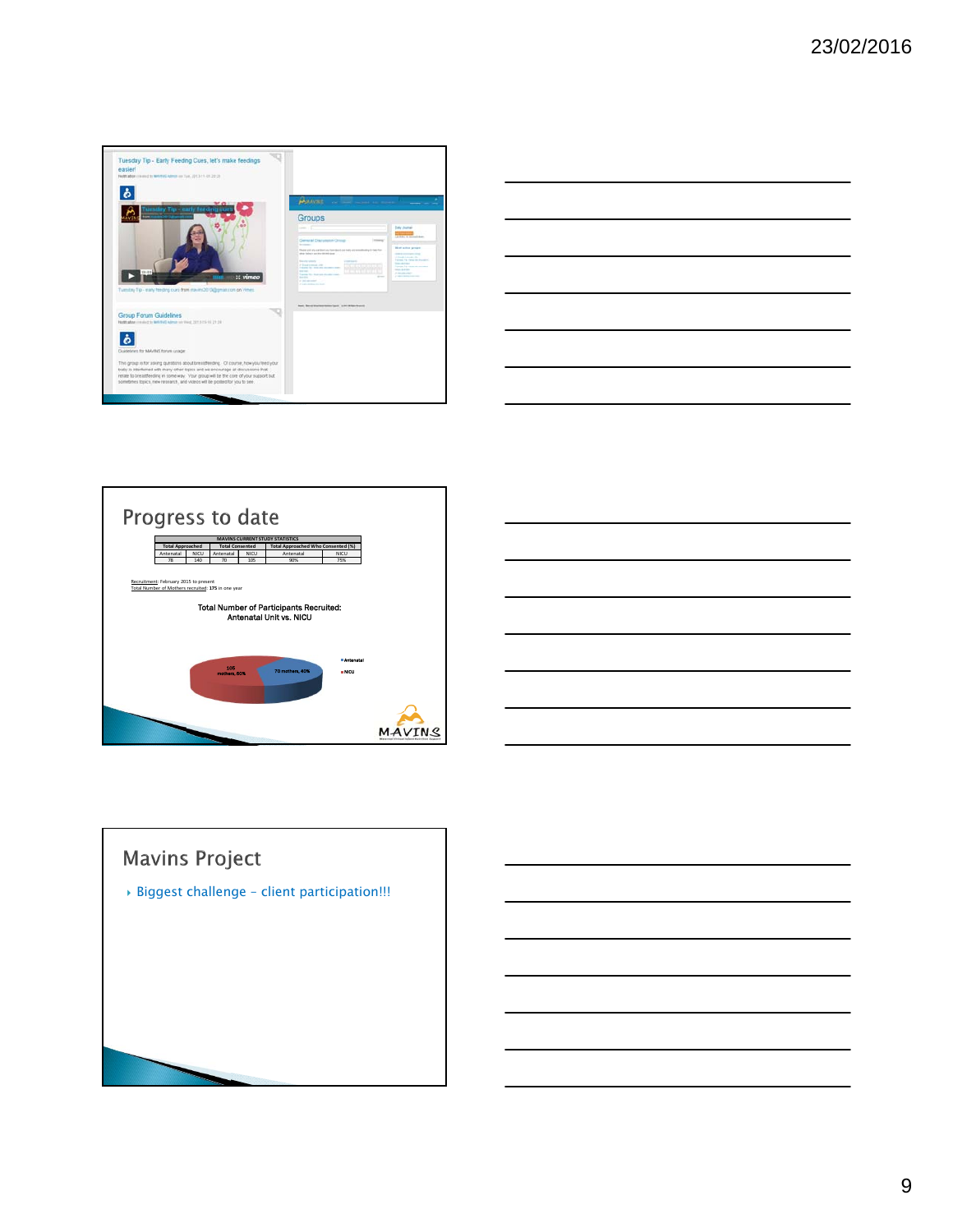Tuesday Tip - Early Feeding Cues, let's make feedings easier!

Tuesday Tip - early feeding cues

Group Forum Guidelines

Guidelines for MAVINS forum usage

This group is for asking questions about breastfeeding. Of course, how you feed your baby is intertwined with many other topics and we encourage all discussions that relate to breastfeeding in some way. Your group will be the core of your support but sometimes topics, new research, and videos will be posted for you to see.

Groups

## Progress to date

| MAVINS CURRENT STUDY STATISTICS | | | | | |
|---|---|---|---|---|---|
| Total Approached | | Total Consented | | Total Approached Who Consented [%] | |
| Antenatal | NICU | Antenatal | NICU | Antenatal | NICU |
| 78 | 140 | 70 | 105 | 90% | 75% |

Recruitment: February 2015 to present
Total Number of Mothers recruited: 175 in one year

Total Number of Participants Recruited: Antenatal Unit vs. NICU

- Antenatal: 70 mothers, 40%
- NICU: 105 mothers, 60%

MAVINS

## Mavins Project

- Biggest challenge – client participation!!!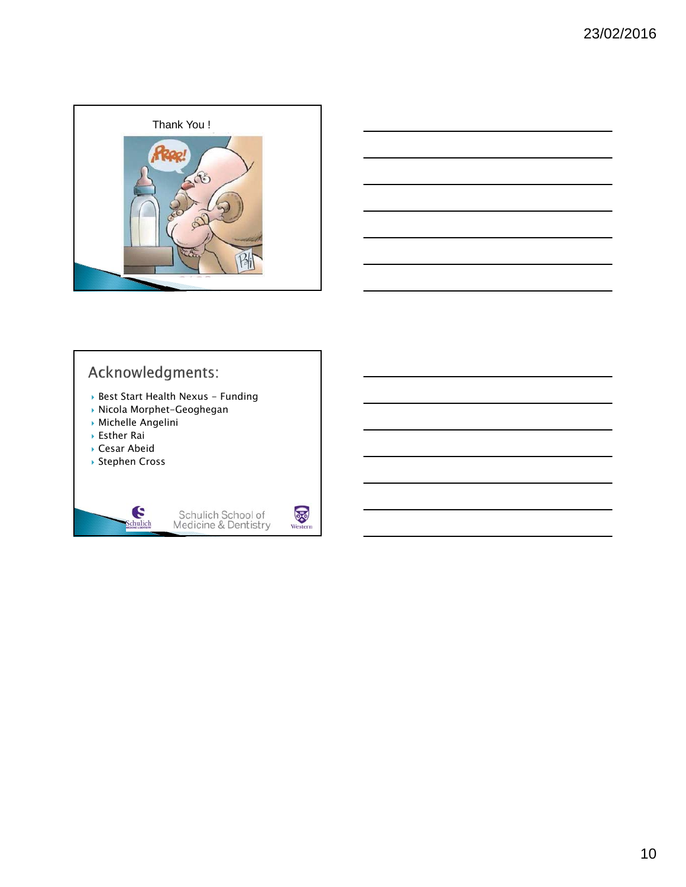Thank You !

## Acknowledgments:

- Best Start Health Nexus - Funding
- Nicola Morphet-Geoghegan
- Michelle Angelini
- Esther Rai
- Cesar Abeid
- Stephen Cross

Schulich School of Medicine & Dentistry